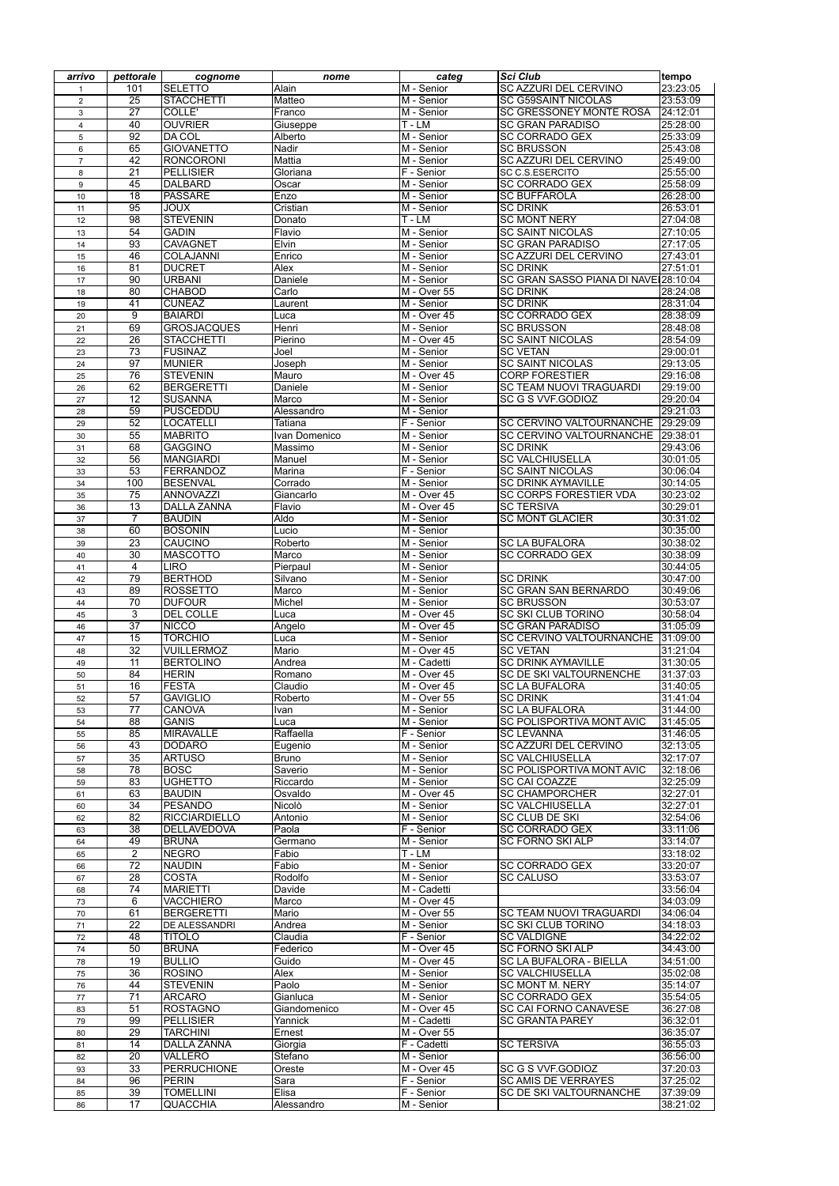| arrivo | pettorale | cognome | nome | categ | Sci Club | tempo |
|---|---|---|---|---|---|---|
| 1 | 101 | SELETTO | Alain | M - Senior | SC AZZURI DEL CERVINO | 23:23:05 |
| 2 | 25 | STACCHETTI | Matteo | M - Senior | SC G59SAINT NICOLAS | 23:53:09 |
| 3 | 27 | COLLE' | Franco | M - Senior | SC GRESSONEY MONTE ROSA | 24:12:01 |
| 4 | 40 | OUVRIER | Giuseppe | T - LM | SC GRAN PARADISO | 25:28:00 |
| 5 | 92 | DA COL | Alberto | M - Senior | SC CORRADO GEX | 25:33:09 |
| 6 | 65 | GIOVANETTO | Nadir | M - Senior | SC BRUSSON | 25:43:08 |
| 7 | 42 | RONCORONI | Mattia | M - Senior | SC AZZURI DEL CERVINO | 25:49:00 |
| 8 | 21 | PELLISIER | Gloriana | F - Senior | SC C.S.ESERCITO | 25:55:00 |
| 9 | 45 | DALBARD | Oscar | M - Senior | SC CORRADO GEX | 25:58:09 |
| 10 | 18 | PASSARE | Enzo | M - Senior | SC BUFFAROLA | 26:28:00 |
| 11 | 95 | JOUX | Cristian | M - Senior | SC DRINK | 26:53:01 |
| 12 | 98 | STEVENIN | Donato | T - LM | SC MONT NERY | 27:04:08 |
| 13 | 54 | GADIN | Flavio | M - Senior | SC SAINT NICOLAS | 27:10:05 |
| 14 | 93 | CAVAGNET | Elvin | M - Senior | SC GRAN PARADISO | 27:17:05 |
| 15 | 46 | COLAJANNI | Enrico | M - Senior | SC AZZURI DEL CERVINO | 27:43:01 |
| 16 | 81 | DUCRET | Alex | M - Senior | SC DRINK | 27:51:01 |
| 17 | 90 | URBANI | Daniele | M - Senior | SC GRAN SASSO PIANA DI NAVE | 28:10:04 |
| 18 | 80 | CHABOD | Carlo | M - Over 55 | SC DRINK | 28:24:08 |
| 19 | 41 | CUNEAZ | Laurent | M - Senior | SC DRINK | 28:31:04 |
| 20 | 9 | BAIARDI | Luca | M - Over 45 | SC CORRADO GEX | 28:38:09 |
| 21 | 69 | GROSJACQUES | Henri | M - Senior | SC BRUSSON | 28:48:08 |
| 22 | 26 | STACCHETTI | Pierino | M - Over 45 | SC SAINT NICOLAS | 28:54:09 |
| 23 | 73 | FUSINAZ | Joel | M - Senior | SC VETAN | 29:00:01 |
| 24 | 97 | MUNIER | Joseph | M - Senior | SC SAINT NICOLAS | 29:13:05 |
| 25 | 76 | STEVENIN | Mauro | M - Over 45 | CORP FORESTIER | 29:16:08 |
| 26 | 62 | BERGERETTI | Daniele | M - Senior | SC TEAM NUOVI TRAGUARDI | 29:19:00 |
| 27 | 12 | SUSANNA | Marco | M - Senior | SC G S VVF.GODIOZ | 29:20:04 |
| 28 | 59 | PUSCEDDU | Alessandro | M - Senior | | 29:21:03 |
| 29 | 52 | LOCATELLI | Tatiana | F - Senior | SC CERVINO VALTOURNANCHE | 29:29:09 |
| 30 | 55 | MABRITO | Ivan Domenico | M - Senior | SC CERVINO VALTOURNANCHE | 29:38:01 |
| 31 | 68 | GAGGINO | Massimo | M - Senior | SC DRINK | 29:43:06 |
| 32 | 56 | MANGIARDI | Manuel | M - Senior | SC VALCHIUSELLA | 30:01:05 |
| 33 | 53 | FERRANDOZ | Marina | F - Senior | SC SAINT NICOLAS | 30:06:04 |
| 34 | 100 | BESENVAL | Corrado | M - Senior | SC DRINK AYMAVILLE | 30:14:05 |
| 35 | 75 | ANNOVAZZI | Giancarlo | M - Over 45 | SC CORPS FORESTIER VDA | 30:23:02 |
| 36 | 13 | DALLA ZANNA | Flavio | M - Over 45 | SC TERSIVA | 30:29:01 |
| 37 | 7 | BAUDIN | Aldo | M - Senior | SC MONT GLACIER | 30:31:02 |
| 38 | 60 | BOSONIN | Lucio | M - Senior | | 30:35:00 |
| 39 | 23 | CAUCINO | Roberto | M - Senior | SC LA BUFALORA | 30:38:02 |
| 40 | 30 | MASCOTTO | Marco | M - Senior | SC CORRADO GEX | 30:38:09 |
| 41 | 4 | LIRO | Pierpaul | M - Senior | | 30:44:05 |
| 42 | 79 | BERTHOD | Silvano | M - Senior | SC DRINK | 30:47:00 |
| 43 | 89 | ROSSETTO | Marco | M - Senior | SC GRAN SAN BERNARDO | 30:49:06 |
| 44 | 70 | DUFOUR | Michel | M - Senior | SC BRUSSON | 30:53:07 |
| 45 | 3 | DEL COLLE | Luca | M - Over 45 | SC SKI CLUB TORINO | 30:58:04 |
| 46 | 37 | NICCO | Angelo | M - Over 45 | SC GRAN PARADISO | 31:05:09 |
| 47 | 15 | TORCHIO | Luca | M - Senior | SC CERVINO VALTOURNANCHE | 31:09:00 |
| 48 | 32 | VUILLERMOZ | Mario | M - Over 45 | SC VETAN | 31:21:04 |
| 49 | 11 | BERTOLINO | Andrea | M - Cadetti | SC DRINK AYMAVILLE | 31:30:05 |
| 50 | 84 | HERIN | Romano | M - Over 45 | SC DE SKI VALTOURNENCHE | 31:37:03 |
| 51 | 16 | FESTA | Claudio | M - Over 45 | SC LA BUFALORA | 31:40:05 |
| 52 | 57 | GAVIGLIO | Roberto | M - Over 55 | SC DRINK | 31:41:04 |
| 53 | 77 | CANOVA | Ivan | M - Senior | SC LA BUFALORA | 31:44:00 |
| 54 | 88 | GANIS | Luca | M - Senior | SC POLISPORTIVA MONT AVIC | 31:45:05 |
| 55 | 85 | MIRAVALLE | Raffaella | F - Senior | SC LEVANNA | 31:46:05 |
| 56 | 43 | DODARO | Eugenio | M - Senior | SC AZZURI DEL CERVINO | 32:13:05 |
| 57 | 35 | ARTUSO | Bruno | M - Senior | SC VALCHIUSELLA | 32:17:07 |
| 58 | 78 | BOSC | Saverio | M - Senior | SC POLISPORTIVA MONT AVIC | 32:18:06 |
| 59 | 83 | UGHETTO | Riccardo | M - Senior | SC CAI COAZZE | 32:25:09 |
| 61 | 63 | BAUDIN | Osvaldo | M - Over 45 | SC CHAMPORCHER | 32:27:01 |
| 60 | 34 | PESANDO | Nicolò | M - Senior | SC VALCHIUSELLA | 32:27:01 |
| 62 | 82 | RICCIARDIELLO | Antonio | M - Senior | SC CLUB DE SKI | 32:54:06 |
| 63 | 38 | DELLAVEDOVA | Paola | F - Senior | SC CORRADO GEX | 33:11:06 |
| 64 | 49 | BRUNA | Germano | M - Senior | SC FORNO SKI ALP | 33:14:07 |
| 65 | 2 | NEGRO | Fabio | T - LM | | 33:18:02 |
| 66 | 72 | NAUDIN | Fabio | M - Senior | SC CORRADO GEX | 33:20:07 |
| 67 | 28 | COSTA | Rodolfo | M - Senior | SC CALUSO | 33:53:07 |
| 68 | 74 | MARIETTI | Davide | M - Cadetti | | 33:56:04 |
| 73 | 6 | VACCHIERO | Marco | M - Over 45 | | 34:03:09 |
| 70 | 61 | BERGERETTI | Mario | M - Over 55 | SC TEAM NUOVI TRAGUARDI | 34:06:04 |
| 71 | 22 | DE ALESSANDRI | Andrea | M - Senior | SC SKI CLUB TORINO | 34:18:03 |
| 72 | 48 | TITOLO | Claudia | F - Senior | SC VALDIGNE | 34:22:02 |
| 74 | 50 | BRUNA | Federico | M - Over 45 | SC FORNO SKI ALP | 34:43:00 |
| 78 | 19 | BULLIO | Guido | M - Over 45 | SC LA BUFALORA - BIELLA | 34:51:00 |
| 75 | 36 | ROSINO | Alex | M - Senior | SC VALCHIUSELLA | 35:02:08 |
| 76 | 44 | STEVENIN | Paolo | M - Senior | SC MONT M. NERY | 35:14:07 |
| 77 | 71 | ARCARO | Gianluca | M - Senior | SC CORRADO GEX | 35:54:05 |
| 83 | 51 | ROSTAGNO | Giandomenico | M - Over 45 | SC CAI FORNO CANAVESE | 36:27:08 |
| 79 | 99 | PELLISIER | Yannick | M - Cadetti | SC GRANTA PAREY | 36:32:01 |
| 80 | 29 | TARCHINI | Ernest | M - Over 55 | | 36:35:07 |
| 81 | 14 | DALLA ZANNA | Giorgia | F - Cadetti | SC TERSIVA | 36:55:03 |
| 82 | 20 | VALLERO | Stefano | M - Senior | | 36:56:00 |
| 93 | 33 | PERRUCHIONE | Oreste | M - Over 45 | SC G S VVF.GODIOZ | 37:20:03 |
| 84 | 96 | PERIN | Sara | F - Senior | SC AMIS DE VERRAYES | 37:25:02 |
| 85 | 39 | TOMELLINI | Elisa | F - Senior | SC DE SKI VALTOURNANCHE | 37:39:09 |
| 86 | 17 | QUACCHIA | Alessandro | M - Senior | | 38:21:02 |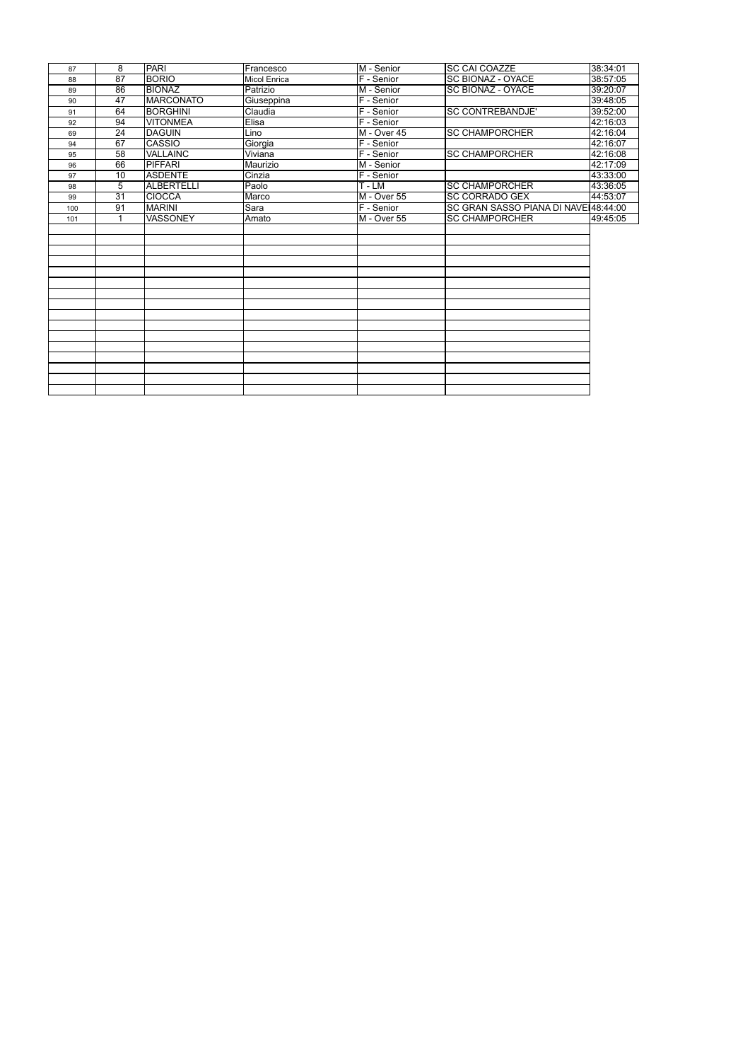| | | | | | | |
|---|---|---|---|---|---|---|
| 87 | 8 | PARI | Francesco | M - Senior | SC CAI COAZZE | 38:34:01 |
| 88 | 87 | BORIO | Micol Enrica | F - Senior | SC BIONAZ - OYACE | 38:57:05 |
| 89 | 86 | BIONAZ | Patrizio | M - Senior | SC BIONAZ - OYACE | 39:20:07 |
| 90 | 47 | MARCONATO | Giuseppina | F - Senior | | 39:48:05 |
| 91 | 64 | BORGHINI | Claudia | F - Senior | SC CONTREBANDJE' | 39:52:00 |
| 92 | 94 | VITONMEA | Elisa | F - Senior | | 42:16:03 |
| 69 | 24 | DAGUIN | Lino | M - Over 45 | SC CHAMPORCHER | 42:16:04 |
| 94 | 67 | CASSIO | Giorgia | F - Senior | | 42:16:07 |
| 95 | 58 | VALLAINC | Viviana | F - Senior | SC CHAMPORCHER | 42:16:08 |
| 96 | 66 | PIFFARI | Maurizio | M - Senior | | 42:17:09 |
| 97 | 10 | ASDENTE | Cinzia | F - Senior | | 43:33:00 |
| 98 | 5 | ALBERTELLI | Paolo | T - LM | SC CHAMPORCHER | 43:36:05 |
| 99 | 31 | CIOCCA | Marco | M - Over 55 | SC CORRADO GEX | 44:53:07 |
| 100 | 91 | MARINI | Sara | F - Senior | SC GRAN SASSO PIANA DI NAVE | 48:44:00 |
| 101 | 1 | VASSONEY | Amato | M - Over 55 | SC CHAMPORCHER | 49:45:05 |